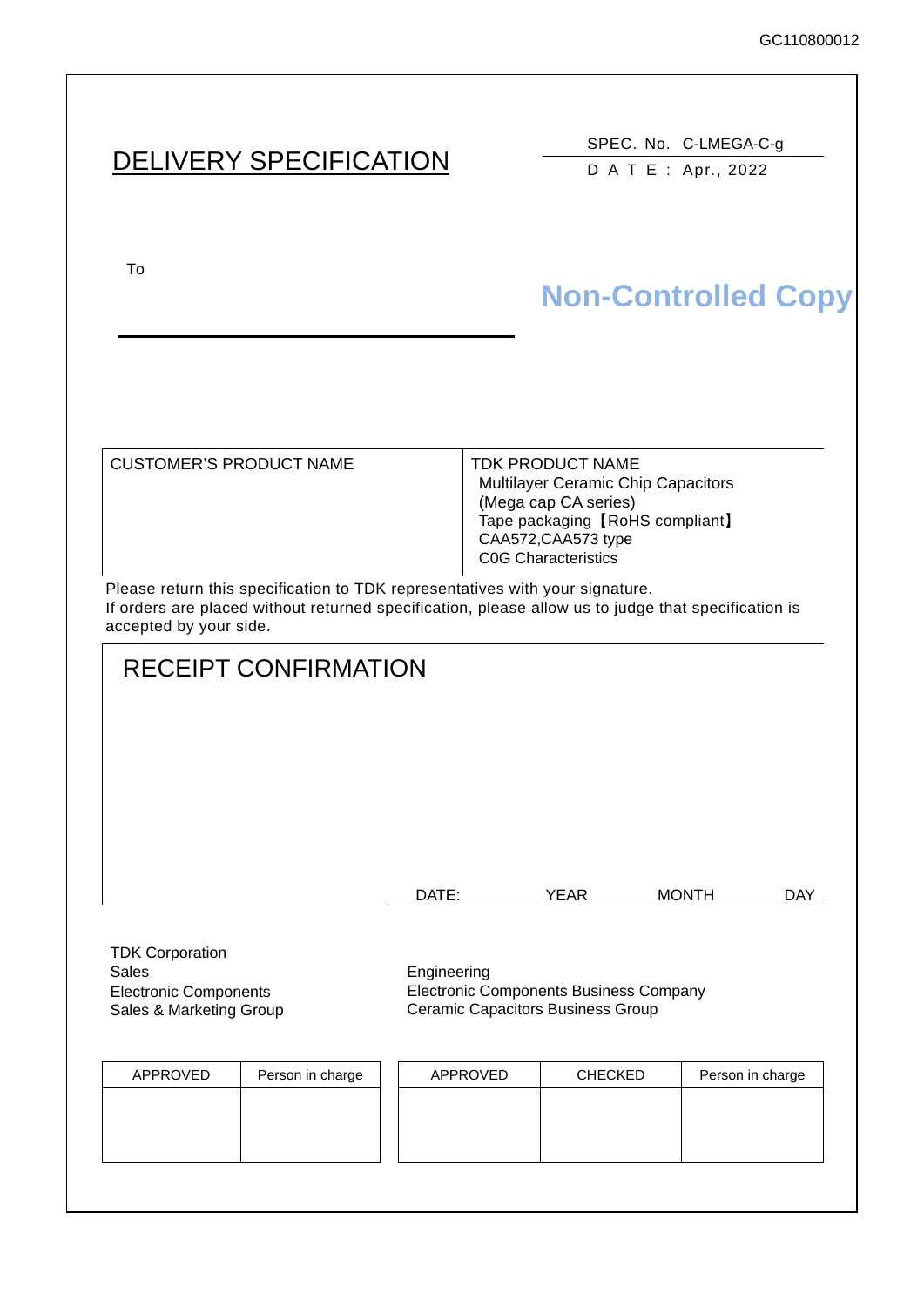GC110800012

# DELIVERY SPECIFICATION

SPEC. No. C-LMEGA-C-g
D A T E : Apr., 2022

To

**Non-Controlled Copy**

| CUSTOMER'S PRODUCT NAME | TDK PRODUCT NAME<br>Multilayer Ceramic Chip Capacitors<br>(Mega cap CA series)<br>Tape packaging【RoHS compliant】<br>CAA572,CAA573 type<br>C0G Characteristics |
|---|---|

Please return this specification to TDK representatives with your signature.
If orders are placed without returned specification, please allow us to judge that specification is accepted by your side.

## RECEIPT CONFIRMATION

DATE: YEAR MONTH DAY

TDK Corporation
Sales
Electronic Components
Sales & Marketing Group

Engineering
Electronic Components Business Company
Ceramic Capacitors Business Group

| APPROVED | Person in charge |
|---|---|
| | |

| APPROVED | CHECKED | Person in charge |
|---|---|---|
| | | |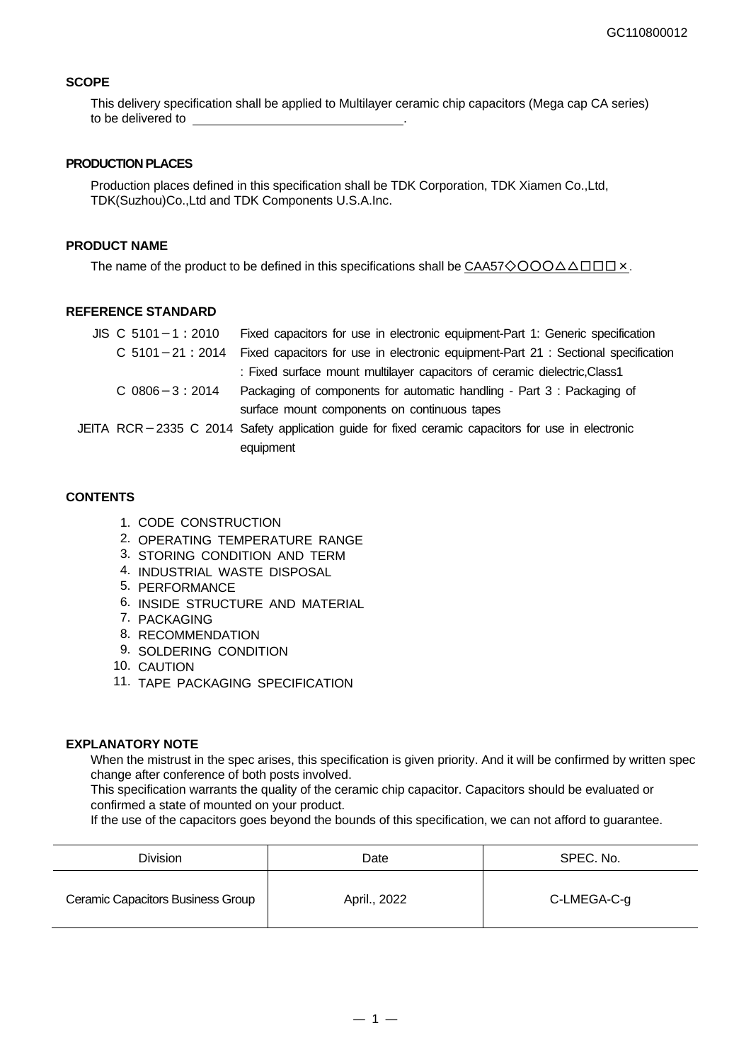GC110800012

## SCOPE

This delivery specification shall be applied to Multilayer ceramic chip capacitors (Mega cap CA series) to be delivered to ______________________.

## PRODUCTION PLACES

Production places defined in this specification shall be TDK Corporation, TDK Xiamen Co.,Ltd, TDK(Suzhou)Co.,Ltd and TDK Components U.S.A.Inc.

## PRODUCT NAME

The name of the product to be defined in this specifications shall be CAA57◇○○○△△□□□×.

## REFERENCE STANDARD

| | |
|---|---|
| JIS C 5101－1：2010 | Fixed capacitors for use in electronic equipment-Part 1: Generic specification |
| C 5101－21：2014 | Fixed capacitors for use in electronic equipment-Part 21 : Sectional specification : Fixed surface mount multilayer capacitors of ceramic dielectric,Class1 |
| C 0806－3：2014 | Packaging of components for automatic handling - Part 3 : Packaging of surface mount components on continuous tapes |
| JEITA RCR－2335 C 2014 | Safety application guide for fixed ceramic capacitors for use in electronic equipment |

## CONTENTS

1. CODE CONSTRUCTION
2. OPERATING TEMPERATURE RANGE
3. STORING CONDITION AND TERM
4. INDUSTRIAL WASTE DISPOSAL
5. PERFORMANCE
6. INSIDE STRUCTURE AND MATERIAL
7. PACKAGING
8. RECOMMENDATION
9. SOLDERING CONDITION
10. CAUTION
11. TAPE PACKAGING SPECIFICATION

## EXPLANATORY NOTE

When the mistrust in the spec arises, this specification is given priority. And it will be confirmed by written spec change after conference of both posts involved.
This specification warrants the quality of the ceramic chip capacitor. Capacitors should be evaluated or confirmed a state of mounted on your product.
If the use of the capacitors goes beyond the bounds of this specification, we can not afford to guarantee.

| Division | Date | SPEC. No. |
|---|---|---|
| Ceramic Capacitors Business Group | April., 2022 | C-LMEGA-C-g |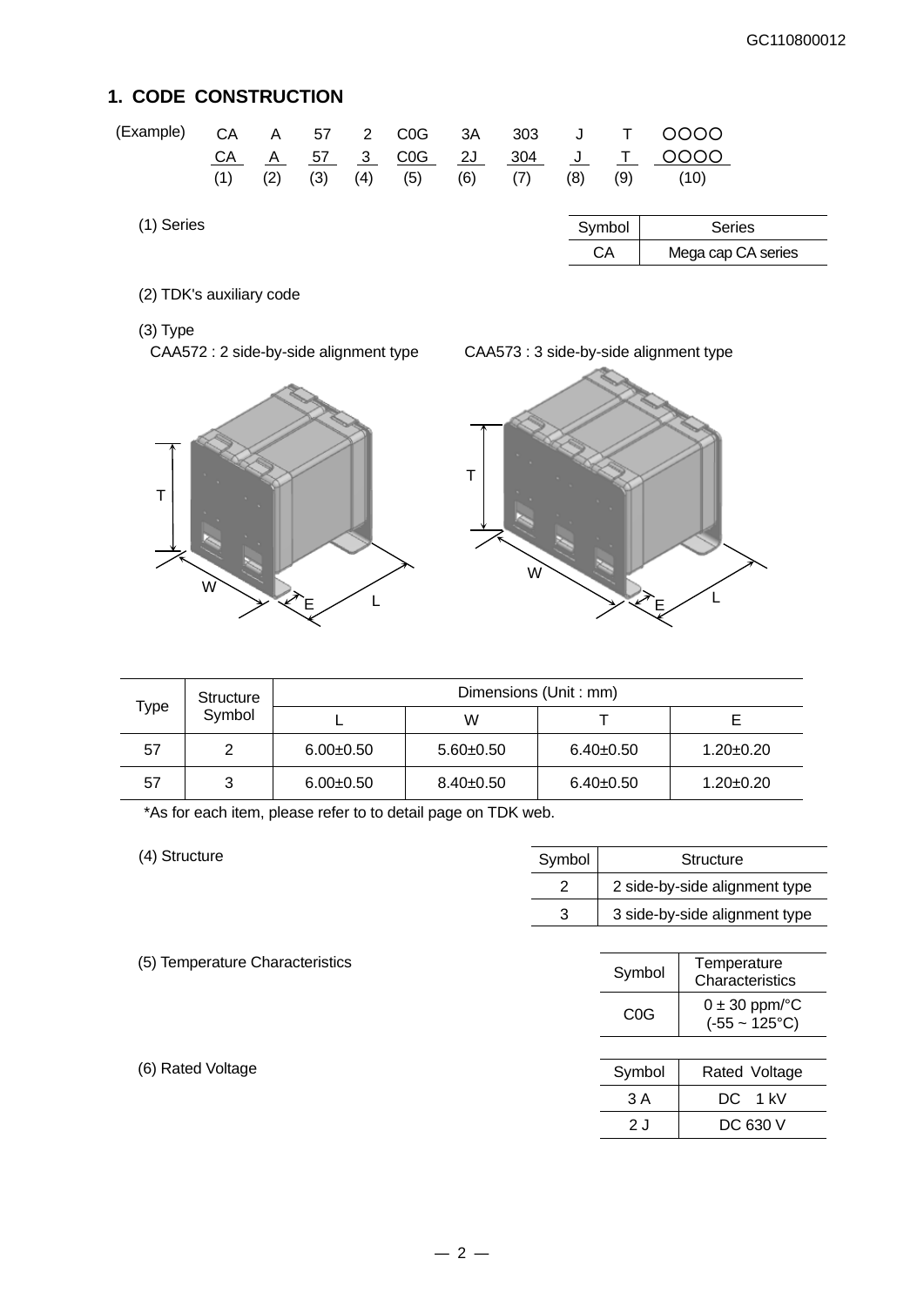## 1. CODE CONSTRUCTION

| (Example) | CA | A | 57 | 2 | C0G | 3A | 303 | J | T | ○○○○ |
|---|---|---|---|---|---|---|---|---|---|---|
| | CA | A | 57 | 3 | C0G | 2J | 304 | J | T | ○○○○ |
| | (1) | (2) | (3) | (4) | (5) | (6) | (7) | (8) | (9) | (10) |

(1) Series

| Symbol | Series |
|---|---|
| CA | Mega cap CA series |

(2) TDK's auxiliary code

(3) Type

CAA572 : 2 side-by-side alignment type

CAA573 : 3 side-by-side alignment type

| Type | Structure Symbol | Dimensions (Unit : mm) | | | |
|---|---|---|---|---|---|
| | | L | W | T | E |
| 57 | 2 | 6.00±0.50 | 5.60±0.50 | 6.40±0.50 | 1.20±0.20 |
| 57 | 3 | 6.00±0.50 | 8.40±0.50 | 6.40±0.50 | 1.20±0.20 |

*As for each item, please refer to to detail page on TDK web.

(4) Structure

| Symbol | Structure |
|---|---|
| 2 | 2 side-by-side alignment type |
| 3 | 3 side-by-side alignment type |

(5) Temperature Characteristics

| Symbol | Temperature Characteristics |
|---|---|
| C0G | 0 ± 30 ppm/°C (-55 ~ 125°C) |

(6) Rated Voltage

| Symbol | Rated Voltage |
|---|---|
| 3 A | DC 1 kV |
| 2 J | DC 630 V |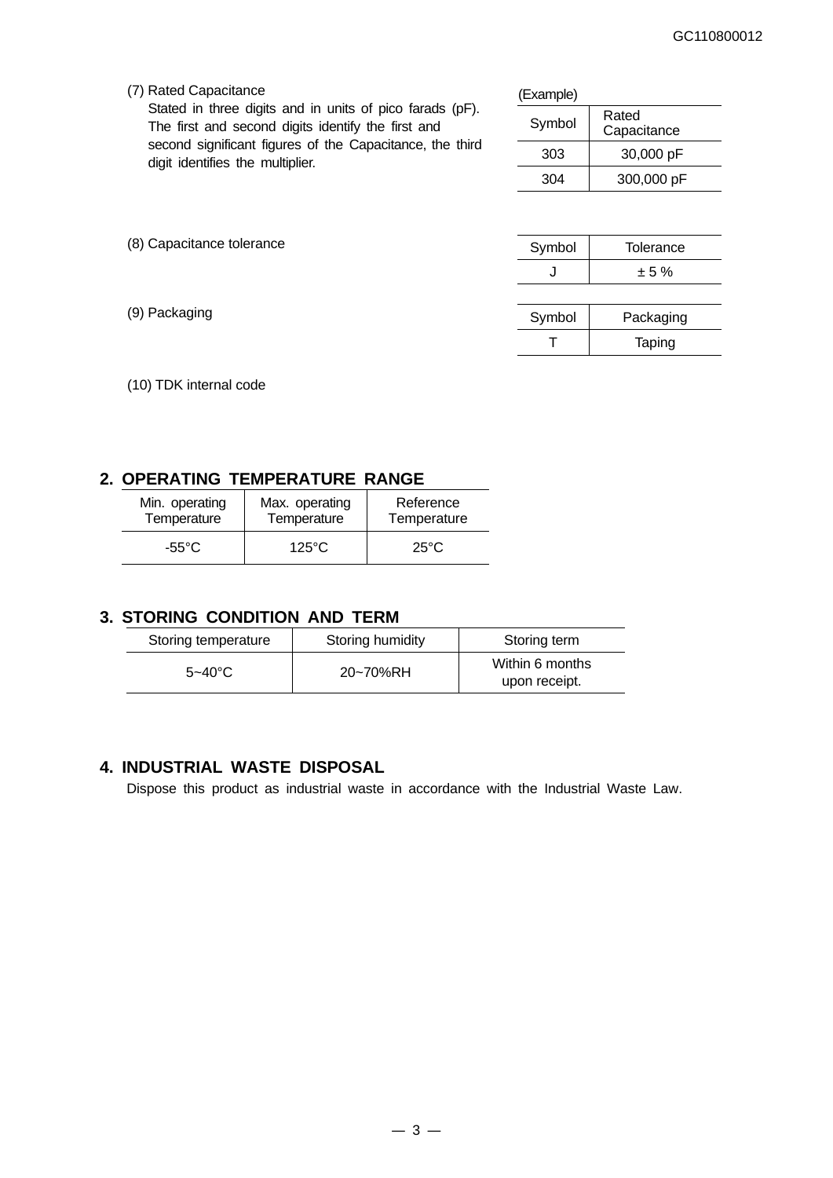(7) Rated Capacitance

Stated in three digits and in units of pico farads (pF). The first and second digits identify the first and second significant figures of the Capacitance, the third digit identifies the multiplier.

(Example)

| Symbol | Rated Capacitance |
|---|---|
| 303 | 30,000 pF |
| 304 | 300,000 pF |

(8) Capacitance tolerance

| Symbol | Tolerance |
|---|---|
| J | ± 5 % |

(9) Packaging

| Symbol | Packaging |
|---|---|
| T | Taping |

(10) TDK internal code

## 2. OPERATING TEMPERATURE RANGE

| Min. operating Temperature | Max. operating Temperature | Reference Temperature |
|---|---|---|
| -55°C | 125°C | 25°C |

## 3. STORING CONDITION AND TERM

| Storing temperature | Storing humidity | Storing term |
|---|---|---|
| 5~40°C | 20~70%RH | Within 6 months upon receipt. |

## 4. INDUSTRIAL WASTE DISPOSAL

Dispose this product as industrial waste in accordance with the Industrial Waste Law.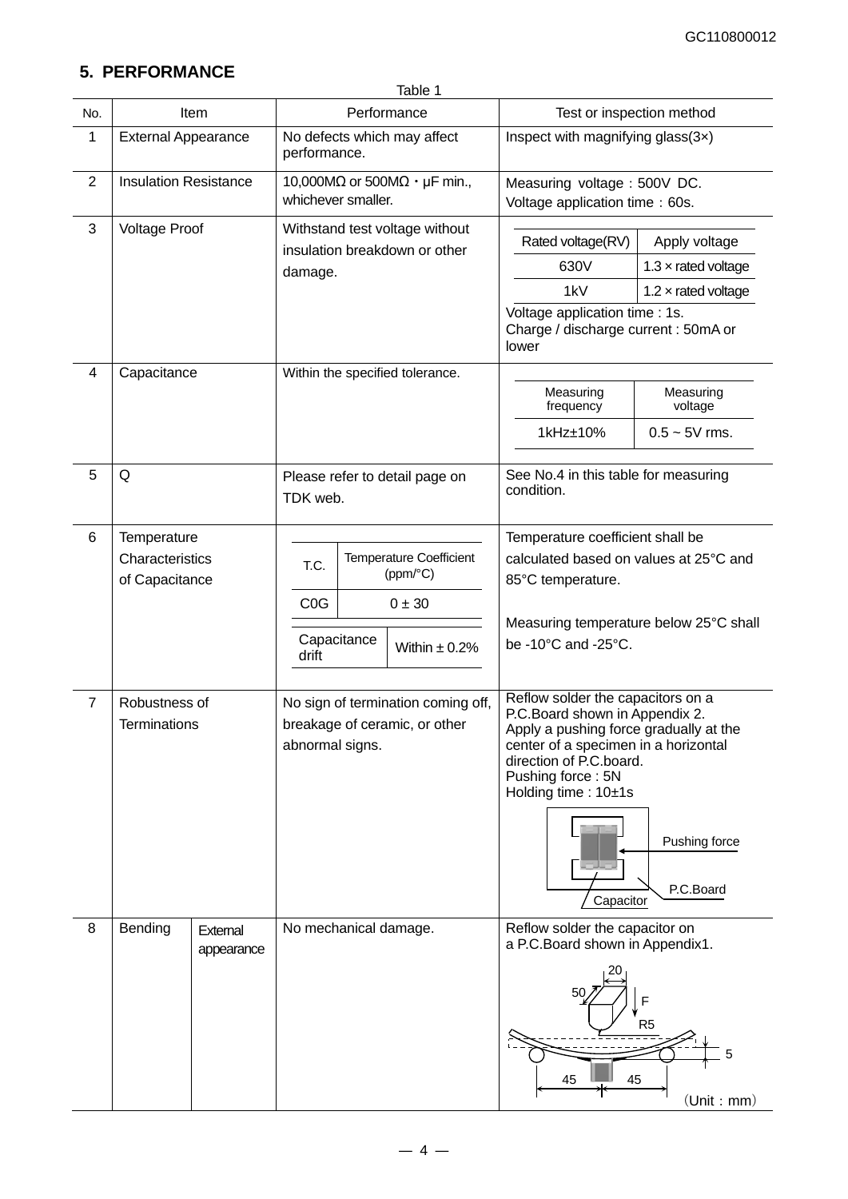## 5. PERFORMANCE

Table 1

| No. | Item | | Performance | Test or inspection method |
|---|---|---|---|---|
| 1 | External Appearance | | No defects which may affect performance. | Inspect with magnifying glass(3×) |
| 2 | Insulation Resistance | | 10,000MΩ or 500MΩ・μF min., whichever smaller. | Measuring voltage : 500V DC. Voltage application time : 60s. |
| 3 | Voltage Proof | | Withstand test voltage without insulation breakdown or other damage. | Rated voltage(RV) / Apply voltage: 630V – 1.3 × rated voltage; 1kV – 1.2 × rated voltage. Voltage application time : 1s. Charge / discharge current : 50mA or lower |
| 4 | Capacitance | | Within the specified tolerance. | Measuring frequency: 1kHz±10%; Measuring voltage: 0.5 ~ 5V rms. |
| 5 | Q | | Please refer to detail page on TDK web. | See No.4 in this table for measuring condition. |
| 6 | Temperature Characteristics of Capacitance | | T.C.: C0G; Temperature Coefficient (ppm/°C): 0 ± 30. Capacitance drift: Within ± 0.2% | Temperature coefficient shall be calculated based on values at 25°C and 85°C temperature. Measuring temperature below 25°C shall be -10°C and -25°C. |
| 7 | Robustness of Terminations | | No sign of termination coming off, breakage of ceramic, or other abnormal signs. | Reflow solder the capacitors on a P.C.Board shown in Appendix 2. Apply a pushing force gradually at the center of a specimen in a horizontal direction of P.C.board. Pushing force : 5N Holding time : 10±1s (Figure labels: Pushing force, P.C.Board, Capacitor) |
| 8 | Bending | External appearance | No mechanical damage. | Reflow solder the capacitor on a P.C.Board shown in Appendix1. (Figure dimensions: 20, 50, F, R5, 5, 45, 45) (Unit : mm) |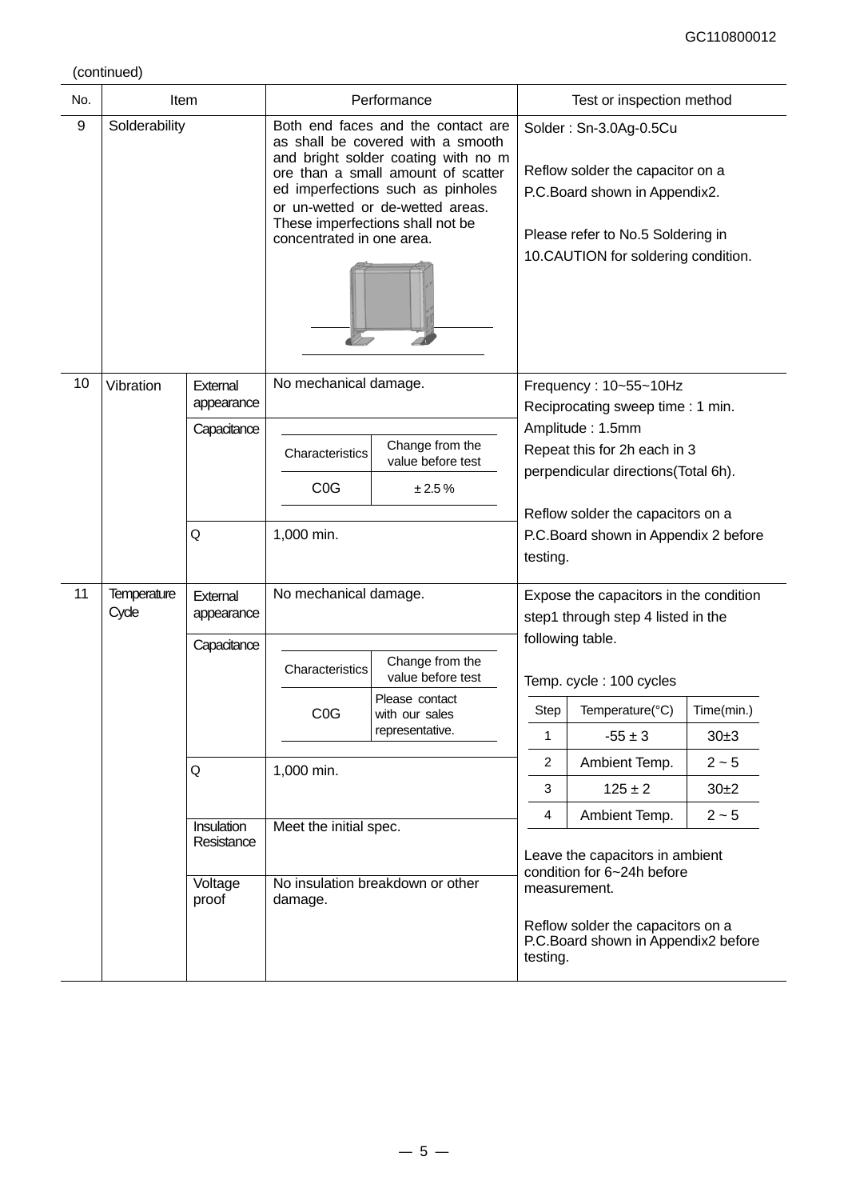(continued)

| No. | Item | | Performance | Test or inspection method |
|---|---|---|---|---|
| 9 | Solderability | | Both end faces and the contact are as shall be covered with a smooth and bright solder coating with no more than a small amount of scattered imperfections such as pinholes or un-wetted or de-wetted areas. These imperfections shall not be concentrated in one area. | Solder : Sn-3.0Ag-0.5Cu<br><br>Reflow solder the capacitor on a P.C.Board shown in Appendix2.<br><br>Please refer to No.5 Soldering in 10.CAUTION for soldering condition. |
| 10 | Vibration | External appearance | No mechanical damage. | Frequency : 10~55~10Hz<br>Reciprocating sweep time : 1 min.<br>Amplitude : 1.5mm<br>Repeat this for 2h each in 3 perpendicular directions(Total 6h).<br><br>Reflow solder the capacitors on a P.C.Board shown in Appendix 2 before testing. |
| | | Capacitance | Characteristics: C0G / Change from the value before test: ± 2.5 % | |
| | | Q | 1,000 min. | |
| 11 | Temperature Cycle | External appearance | No mechanical damage. | Expose the capacitors in the condition step1 through step 4 listed in the following table.<br><br>Temp. cycle : 100 cycles<br><br>Step 1: Temperature -55 ± 3 °C, Time 30±3 min.<br>Step 2: Ambient Temp., Time 2 ~ 5 min.<br>Step 3: Temperature 125 ± 2 °C, Time 30±2 min.<br>Step 4: Ambient Temp., Time 2 ~ 5 min.<br><br>Leave the capacitors in ambient condition for 6~24h before measurement.<br><br>Reflow solder the capacitors on a P.C.Board shown in Appendix2 before testing. |
| | | Capacitance | Characteristics: C0G / Change from the value before test: Please contact with our sales representative. | |
| | | Q | 1,000 min. | |
| | | Insulation Resistance | Meet the initial spec. | |
| | | Voltage proof | No insulation breakdown or other damage. | |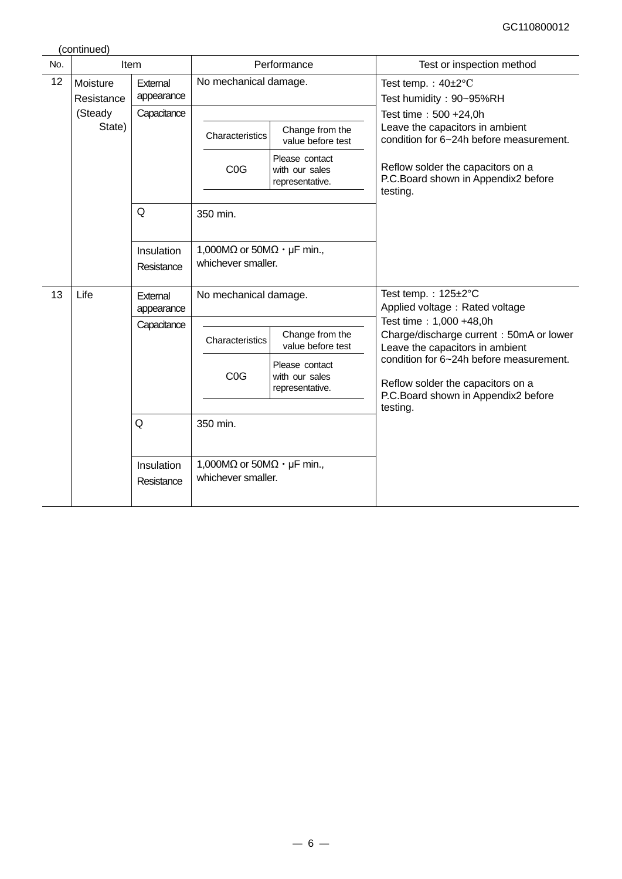(continued)

| No. | Item | | Performance | Test or inspection method |
|---|---|---|---|---|
| 12 | Moisture Resistance (Steady State) | External appearance | No mechanical damage. | Test temp.：40±2℃<br>Test humidity：90~95%RH<br>Test time：500 +24,0h<br>Leave the capacitors in ambient condition for 6~24h before measurement.<br><br>Reflow solder the capacitors on a P.C.Board shown in Appendix2 before testing. |
| | | Capacitance | Characteristics: C0G — Change from the value before test: Please contact with our sales representative. | |
| | | Q | 350 min. | |
| | | Insulation Resistance | 1,000MΩ or 50MΩ・μF min., whichever smaller. | |
| 13 | Life | External appearance | No mechanical damage. | Test temp.：125±2°C<br>Applied voltage：Rated voltage<br>Test time：1,000 +48,0h<br>Charge/discharge current：50mA or lower<br>Leave the capacitors in ambient condition for 6~24h before measurement.<br><br>Reflow solder the capacitors on a P.C.Board shown in Appendix2 before testing. |
| | | Capacitance | Characteristics: C0G — Change from the value before test: Please contact with our sales representative. | |
| | | Q | 350 min. | |
| | | Insulation Resistance | 1,000MΩ or 50MΩ・μF min., whichever smaller. | |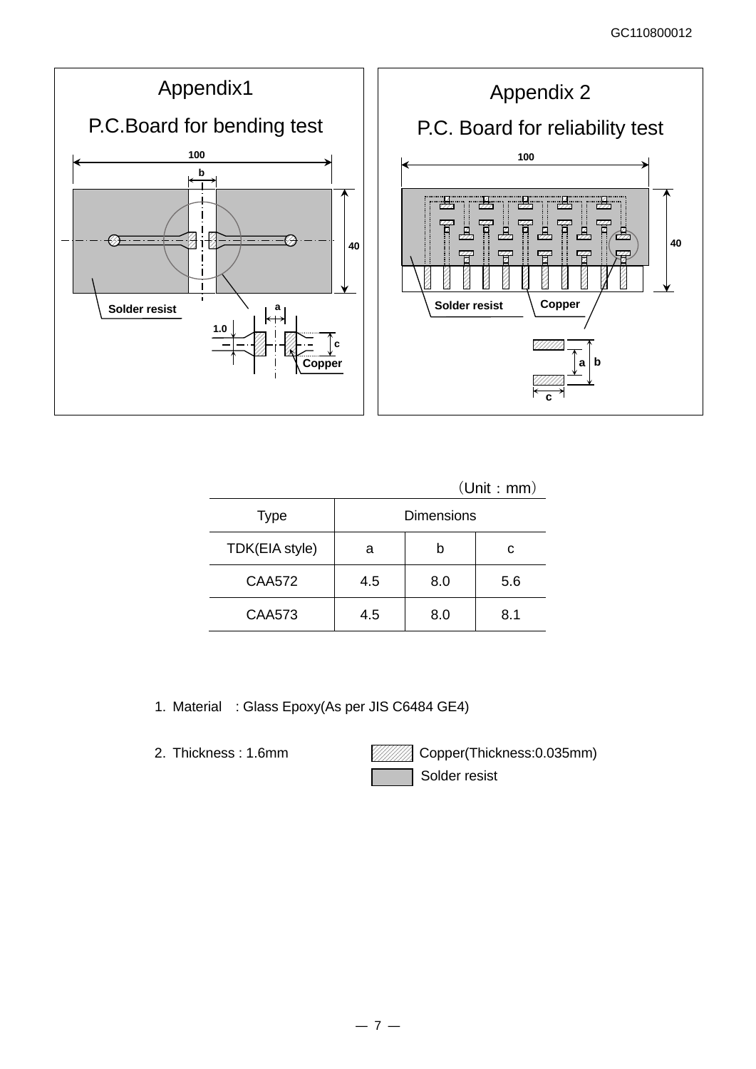## Appendix1

### P.C.Board for bending test

100

b

40

Solder resist

a

1.0

c

Copper

## Appendix 2

### P.C. Board for reliability test

100

40

Solder resist

Copper

a

b

c

（Unit：mm）

| Type | Dimensions | | |
|---|---|---|---|
| TDK(EIA style) | a | b | c |
| CAA572 | 4.5 | 8.0 | 5.6 |
| CAA573 | 4.5 | 8.0 | 8.1 |

1. Material : Glass Epoxy(As per JIS C6484 GE4)

2. Thickness : 1.6mm

Copper(Thickness:0.035mm)

Solder resist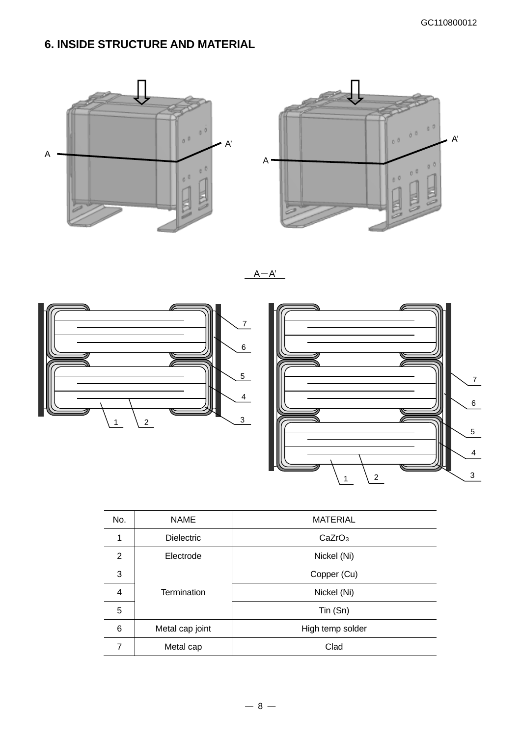## 6. INSIDE STRUCTURE AND MATERIAL

A－A'

| No. | NAME | MATERIAL |
|---|---|---|
| 1 | Dielectric | $CaZrO_3$ |
| 2 | Electrode | Nickel (Ni) |
| 3 | Termination | Copper (Cu) |
| 4 | | Nickel (Ni) |
| 5 | | Tin (Sn) |
| 6 | Metal cap joint | High temp solder |
| 7 | Metal cap | Clad |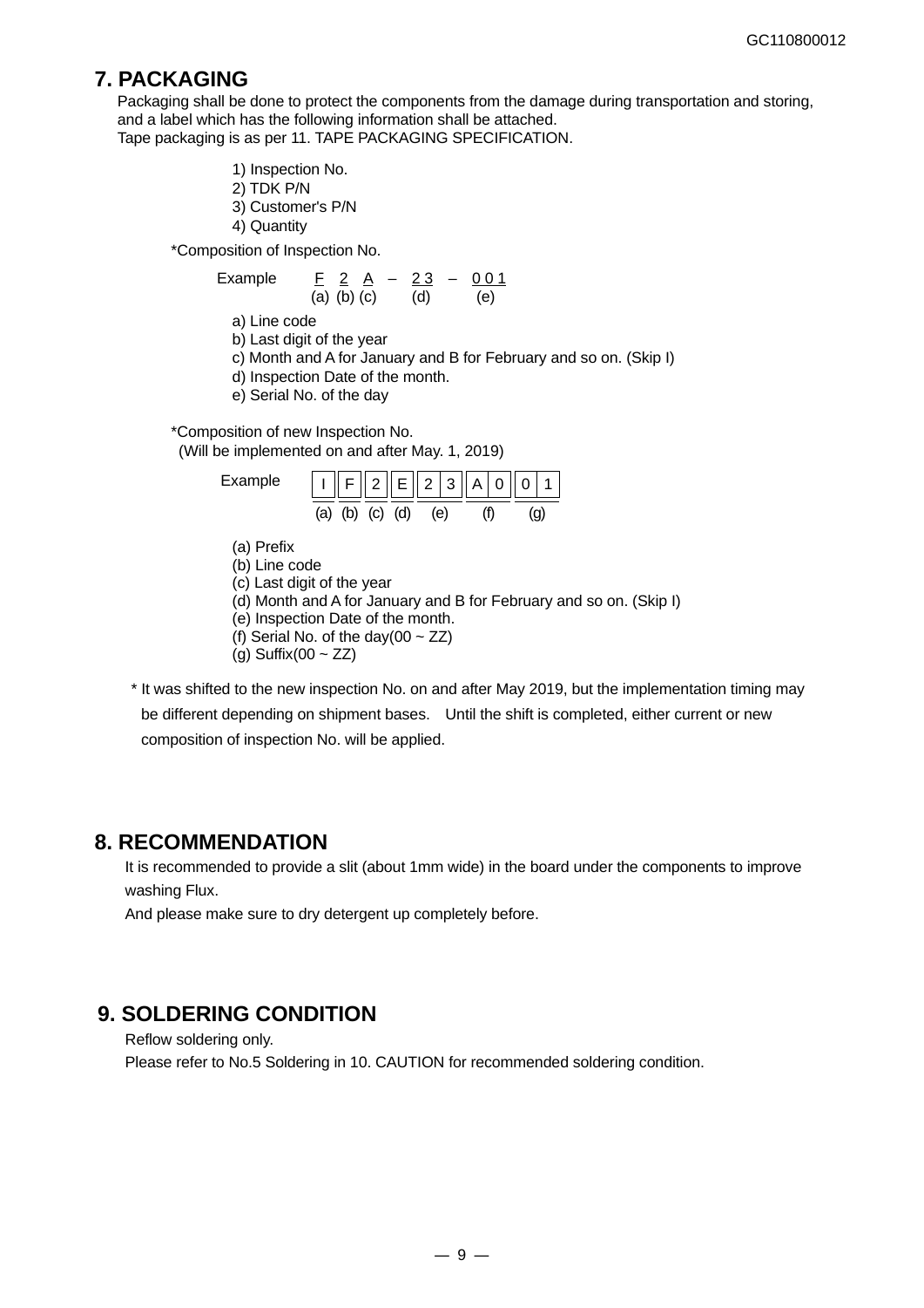## 7. PACKAGING

Packaging shall be done to protect the components from the damage during transportation and storing, and a label which has the following information shall be attached.
Tape packaging is as per 11. TAPE PACKAGING SPECIFICATION.

1) Inspection No.
2) TDK P/N
3) Customer's P/N
4) Quantity

*Composition of Inspection No.

Example F 2 A – 23 – 001
(a) (b) (c) (d) (e)

a) Line code
b) Last digit of the year
c) Month and A for January and B for February and so on. (Skip I)
d) Inspection Date of the month.
e) Serial No. of the day

*Composition of new Inspection No.
(Will be implemented on and after May. 1, 2019)

Example

| I | F | 2 | E | 2 | 3 | A | 0 | 0 | 1 |
|---|---|---|---|---|---|---|---|---|---|
| (a) | (b) | (c) | (d) | (e) | | (f) | | (g) | |

(a) Prefix
(b) Line code
(c) Last digit of the year
(d) Month and A for January and B for February and so on. (Skip I)
(e) Inspection Date of the month.
(f) Serial No. of the day(00 ~ ZZ)
(g) Suffix(00 ~ ZZ)

* It was shifted to the new inspection No. on and after May 2019, but the implementation timing may be different depending on shipment bases. Until the shift is completed, either current or new composition of inspection No. will be applied.

## 8. RECOMMENDATION

It is recommended to provide a slit (about 1mm wide) in the board under the components to improve washing Flux.
And please make sure to dry detergent up completely before.

## 9. SOLDERING CONDITION

Reflow soldering only.
Please refer to No.5 Soldering in 10. CAUTION for recommended soldering condition.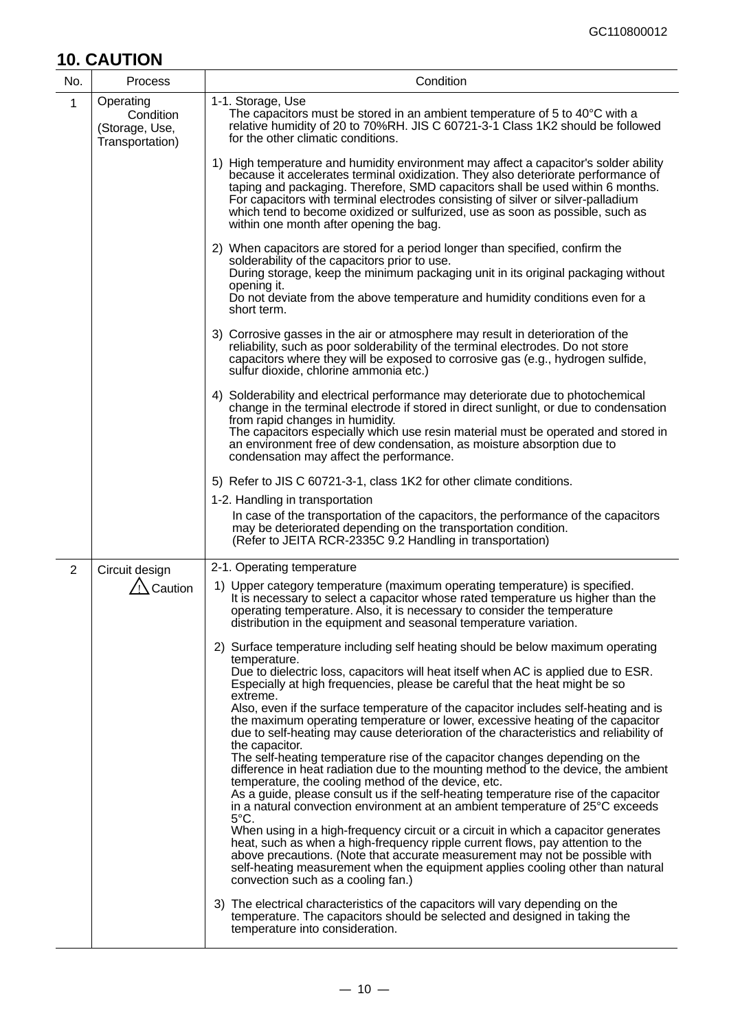## 10. CAUTION

| No. | Process | Condition |
|---|---|---|
| 1 | Operating Condition (Storage, Use, Transportation) | 1-1. Storage, Use<br>The capacitors must be stored in an ambient temperature of 5 to 40°C with a relative humidity of 20 to 70%RH. JIS C 60721-3-1 Class 1K2 should be followed for the other climatic conditions.<br><br>1) High temperature and humidity environment may affect a capacitor's solder ability because it accelerates terminal oxidization. They also deteriorate performance of taping and packaging. Therefore, SMD capacitors shall be used within 6 months. For capacitors with terminal electrodes consisting of silver or silver-palladium which tend to become oxidized or sulfurized, use as soon as possible, such as within one month after opening the bag.<br><br>2) When capacitors are stored for a period longer than specified, confirm the solderability of the capacitors prior to use.<br>During storage, keep the minimum packaging unit in its original packaging without opening it.<br>Do not deviate from the above temperature and humidity conditions even for a short term.<br><br>3) Corrosive gasses in the air or atmosphere may result in deterioration of the reliability, such as poor solderability of the terminal electrodes. Do not store capacitors where they will be exposed to corrosive gas (e.g., hydrogen sulfide, sulfur dioxide, chlorine ammonia etc.)<br><br>4) Solderability and electrical performance may deteriorate due to photochemical change in the terminal electrode if stored in direct sunlight, or due to condensation from rapid changes in humidity.<br>The capacitors especially which use resin material must be operated and stored in an environment free of dew condensation, as moisture absorption due to condensation may affect the performance.<br><br>5) Refer to JIS C 60721-3-1, class 1K2 for other climate conditions.<br><br>1-2. Handling in transportation<br>In case of the transportation of the capacitors, the performance of the capacitors may be deteriorated depending on the transportation condition.<br>(Refer to JEITA RCR-2335C 9.2 Handling in transportation) |
| 2 | Circuit design<br>⚠ Caution | 2-1. Operating temperature<br><br>1) Upper category temperature (maximum operating temperature) is specified. It is necessary to select a capacitor whose rated temperature us higher than the operating temperature. Also, it is necessary to consider the temperature distribution in the equipment and seasonal temperature variation.<br><br>2) Surface temperature including self heating should be below maximum operating temperature.<br>Due to dielectric loss, capacitors will heat itself when AC is applied due to ESR. Especially at high frequencies, please be careful that the heat might be so extreme.<br>Also, even if the surface temperature of the capacitor includes self-heating and is the maximum operating temperature or lower, excessive heating of the capacitor due to self-heating may cause deterioration of the characteristics and reliability of the capacitor.<br>The self-heating temperature rise of the capacitor changes depending on the difference in heat radiation due to the mounting method to the device, the ambient temperature, the cooling method of the device, etc.<br>As a guide, please consult us if the self-heating temperature rise of the capacitor in a natural convection environment at an ambient temperature of 25°C exceeds 5°C.<br>When using in a high-frequency circuit or a circuit in which a capacitor generates heat, such as when a high-frequency ripple current flows, pay attention to the above precautions. (Note that accurate measurement may not be possible with self-heating measurement when the equipment applies cooling other than natural convection such as a cooling fan.)<br><br>3) The electrical characteristics of the capacitors will vary depending on the temperature. The capacitors should be selected and designed in taking the temperature into consideration. |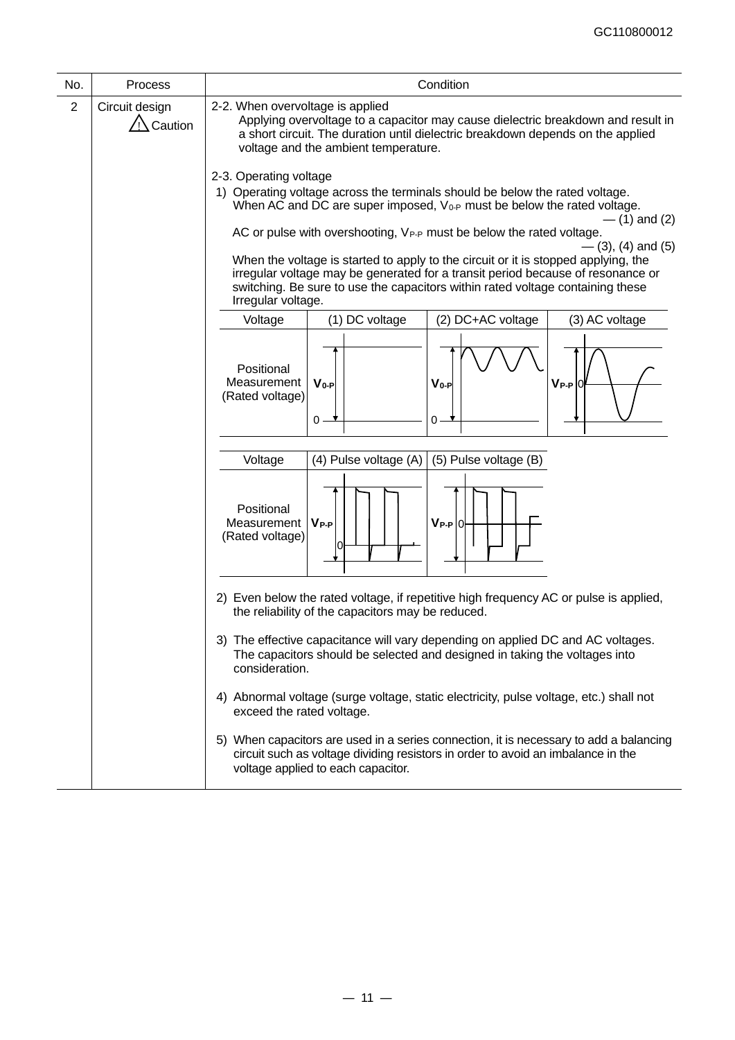| No. | Process | Condition |
|---|---|---|
| 2 | Circuit design ⚠ Caution | 2-2. When overvoltage is applied<br>Applying overvoltage to a capacitor may cause dielectric breakdown and result in a short circuit. The duration until dielectric breakdown depends on the applied voltage and the ambient temperature.<br><br>2-3. Operating voltage<br>1) Operating voltage across the terminals should be below the rated voltage. When AC and DC are super imposed, $V_{0\text{-}P}$ must be below the rated voltage. — (1) and (2)<br>AC or pulse with overshooting, $V_{P\text{-}P}$ must be below the rated voltage. — (3), (4) and (5)<br>When the voltage is started to apply to the circuit or it is stopped applying, the irregular voltage may be generated for a transit period because of resonance or switching. Be sure to use the capacitors within rated voltage containing these Irregular voltage. |

| Voltage | (1) DC voltage | (2) DC+AC voltage | (3) AC voltage |
|---|---|---|---|
| Positional Measurement (Rated voltage) | $V_{0\text{-}P}$ | $V_{0\text{-}P}$ | $V_{P\text{-}P}$ |

| Voltage | (4) Pulse voltage (A) | (5) Pulse voltage (B) |
|---|---|---|
| Positional Measurement (Rated voltage) | $V_{P\text{-}P}$ | $V_{P\text{-}P}$ |

2) Even below the rated voltage, if repetitive high frequency AC or pulse is applied, the reliability of the capacitors may be reduced.

3) The effective capacitance will vary depending on applied DC and AC voltages. The capacitors should be selected and designed in taking the voltages into consideration.

4) Abnormal voltage (surge voltage, static electricity, pulse voltage, etc.) shall not exceed the rated voltage.

5) When capacitors are used in a series connection, it is necessary to add a balancing circuit such as voltage dividing resistors in order to avoid an imbalance in the voltage applied to each capacitor.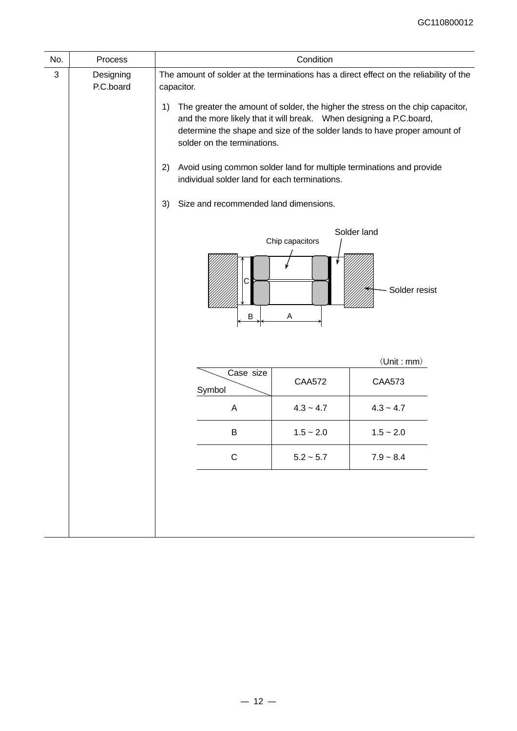| No. | Process | Condition |
|---|---|---|
| 3 | Designing P.C.board | The amount of solder at the terminations has a direct effect on the reliability of the capacitor. |

1) The greater the amount of solder, the higher the stress on the chip capacitor, and the more likely that it will break. When designing a P.C.board, determine the shape and size of the solder lands to have proper amount of solder on the terminations.

2) Avoid using common solder land for multiple terminations and provide individual solder land for each terminations.

3) Size and recommended land dimensions.

Solder land

Chip capacitors

Solder resist

(Unit : mm)

| Symbol \ Case size | CAA572 | CAA573 |
|---|---|---|
| A | 4.3 ~ 4.7 | 4.3 ~ 4.7 |
| B | 1.5 ~ 2.0 | 1.5 ~ 2.0 |
| C | 5.2 ~ 5.7 | 7.9 ~ 8.4 |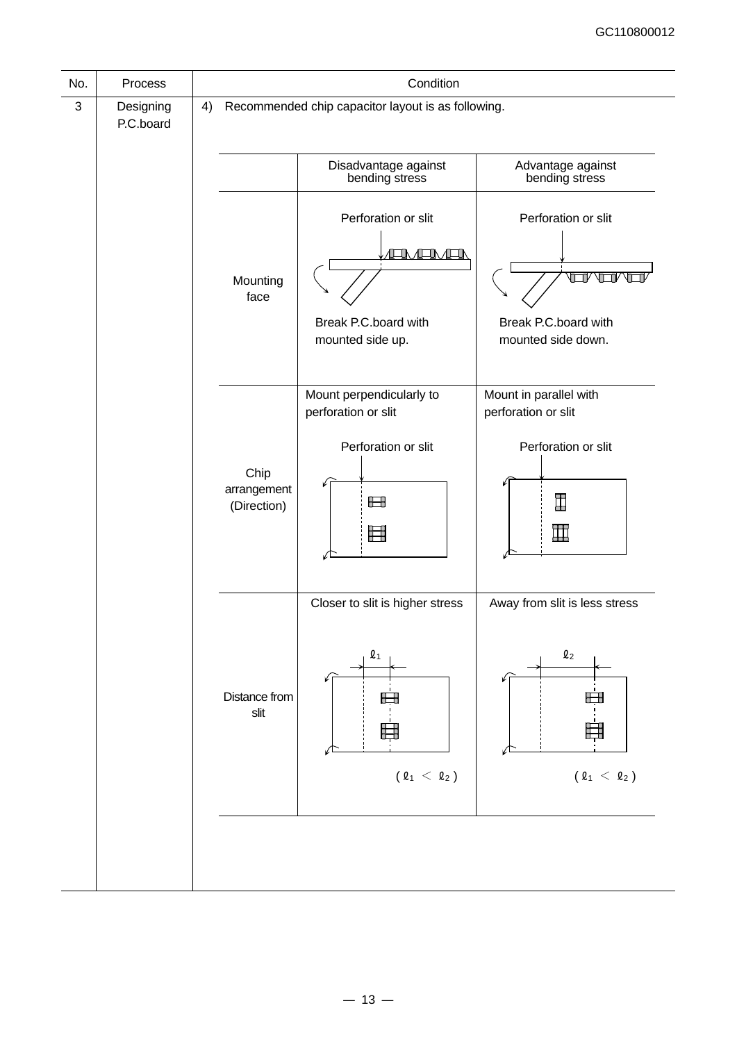| No. | Process | Condition |
|---|---|---|
| 3 | Designing P.C.board | 4) Recommended chip capacitor layout is as following. |

| | Disadvantage against bending stress | Advantage against bending stress |
|---|---|---|
| Mounting face | Perforation or slit<br>Break P.C.board with mounted side up. | Perforation or slit<br>Break P.C.board with mounted side down. |
| Chip arrangement (Direction) | Mount perpendicularly to perforation or slit<br>Perforation or slit | Mount in parallel with perforation or slit<br>Perforation or slit |
| Distance from slit | Closer to slit is higher stress<br>$\ell_1$<br>( $\ell_1 < \ell_2$ ) | Away from slit is less stress<br>$\ell_2$<br>( $\ell_1 < \ell_2$ ) |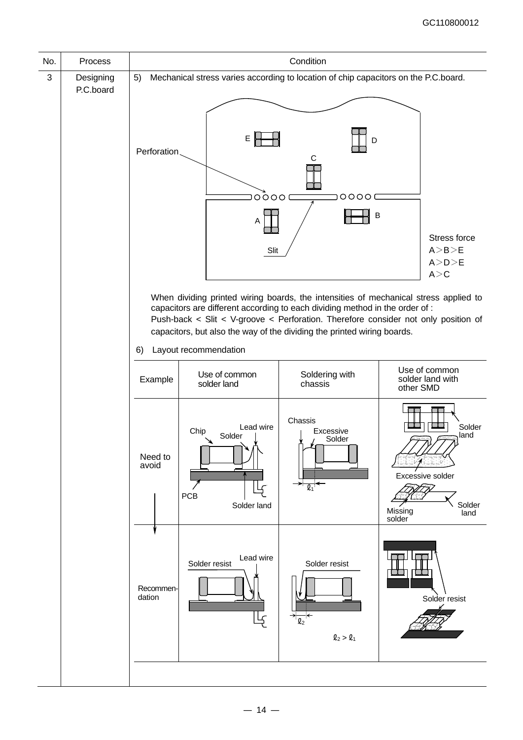| No. | Process | Condition |
|---|---|---|
| 3 | Designing P.C.board | 5) Mechanical stress varies according to location of chip capacitors on the P.C.board. |

Perforation

Slit

Stress force
A＞B＞E
A＞D＞E
A＞C

When dividing printed wiring boards, the intensities of mechanical stress applied to capacitors are different according to each dividing method in the order of :
Push-back < Slit < V-groove < Perforation. Therefore consider not only position of capacitors, but also the way of the dividing the printed wiring boards.

6) Layout recommendation

| Example | Use of common solder land | Soldering with chassis | Use of common solder land with other SMD |
|---|---|---|---|
| Need to avoid | Chip, Solder, Lead wire, PCB, Solder land | Chassis, Excessive Solder, $\ell_1$ | Solder land, Excessive solder, Missing solder, Solder land |
| Recommendation | Solder resist, Lead wire | Solder resist, $\ell_2$, $\ell_2 > \ell_1$ | Solder resist |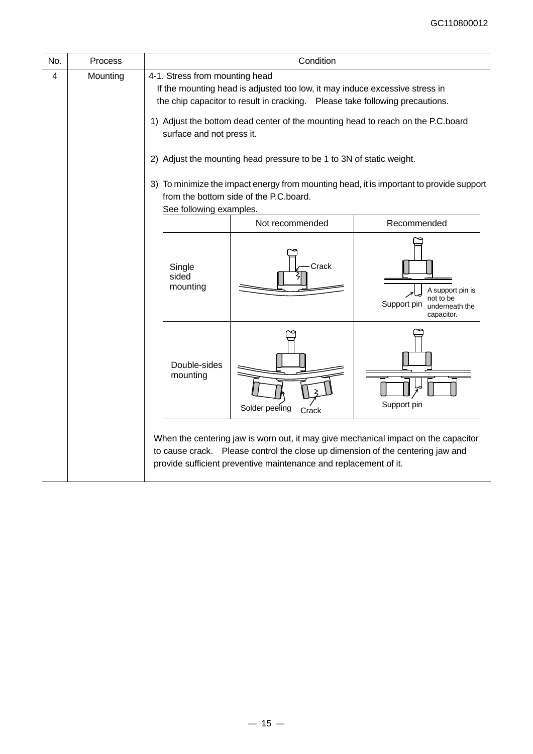| No. | Process | Condition |
|---|---|---|
| 4 | Mounting | 4-1. Stress from mounting head<br>If the mounting head is adjusted too low, it may induce excessive stress in the chip capacitor to result in cracking. Please take following precautions.<br><br>1) Adjust the bottom dead center of the mounting head to reach on the P.C.board surface and not press it.<br><br>2) Adjust the mounting head pressure to be 1 to 3N of static weight.<br><br>3) To minimize the impact energy from mounting head, it is important to provide support from the bottom side of the P.C.board.<br>See following examples. |

| | Not recommended | Recommended |
|---|---|---|
| Single sided mounting | Crack | Support pin<br>A support pin is not to be underneath the capacitor. |
| Double-sides mounting | Solder peeling<br>Crack | Support pin |

When the centering jaw is worn out, it may give mechanical impact on the capacitor to cause crack. Please control the close up dimension of the centering jaw and provide sufficient preventive maintenance and replacement of it.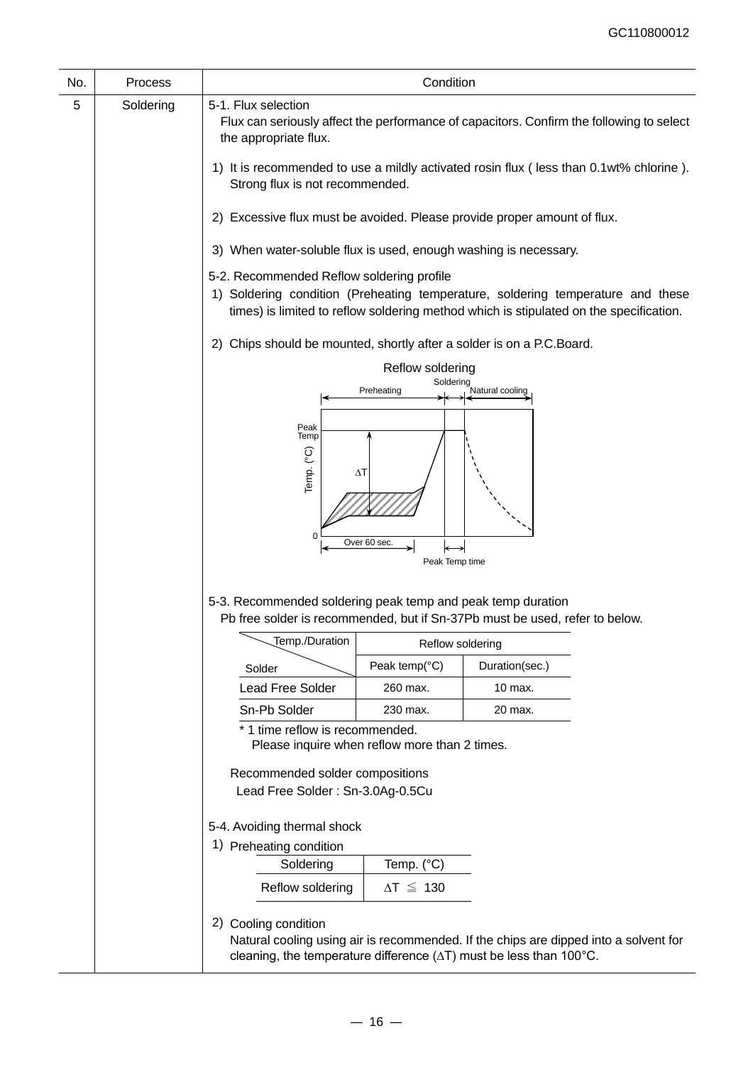| No. | Process | Condition |
|---|---|---|
| 5 | Soldering | (see below) |

5-1. Flux selection

Flux can seriously affect the performance of capacitors. Confirm the following to select the appropriate flux.

1) It is recommended to use a mildly activated rosin flux ( less than 0.1wt% chlorine ). Strong flux is not recommended.

2) Excessive flux must be avoided. Please provide proper amount of flux.

3) When water-soluble flux is used, enough washing is necessary.

5-2. Recommended Reflow soldering profile

1) Soldering condition (Preheating temperature, soldering temperature and these times) is limited to reflow soldering method which is stipulated on the specification.

2) Chips should be mounted, shortly after a solder is on a P.C.Board.

Reflow soldering

Preheating | Soldering | Natural cooling

Peak Temp, Temp. (°C), ΔT, 0, Over 60 sec., Peak Temp time

5-3. Recommended soldering peak temp and peak temp duration

Pb free solder is recommended, but if Sn-37Pb must be used, refer to below.

| Solder \ Temp./Duration | Reflow soldering | |
|---|---|---|
| | Peak temp(°C) | Duration(sec.) |
| Lead Free Solder | 260 max. | 10 max. |
| Sn-Pb Solder | 230 max. | 20 max. |

\* 1 time reflow is recommended.
Please inquire when reflow more than 2 times.

Recommended solder compositions

Lead Free Solder : Sn-3.0Ag-0.5Cu

5-4. Avoiding thermal shock

1) Preheating condition

| Soldering | Temp. (°C) |
|---|---|
| Reflow soldering | $\Delta T \leqq 130$ |

2) Cooling condition

Natural cooling using air is recommended. If the chips are dipped into a solvent for cleaning, the temperature difference (ΔT) must be less than 100°C.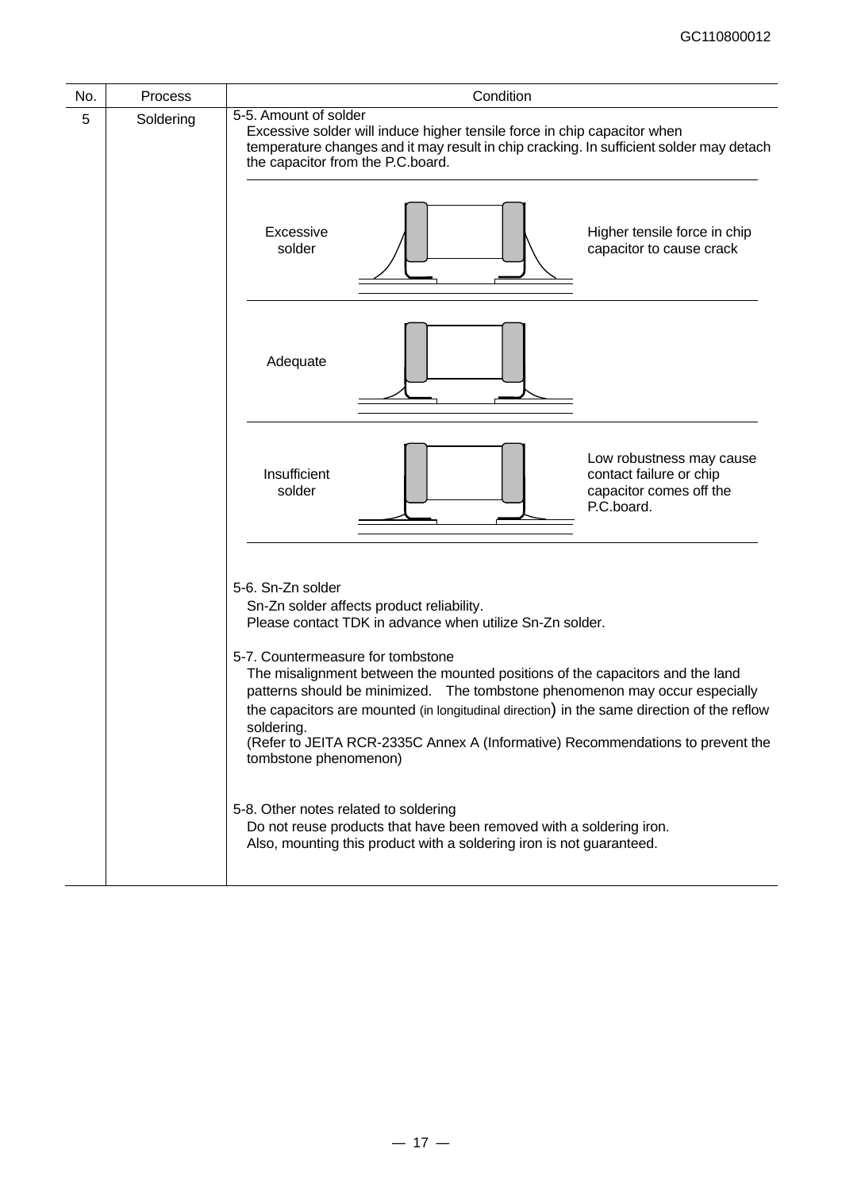| No. | Process | Condition |
|---|---|---|
| 5 | Soldering | 5-5. Amount of solder<br>Excessive solder will induce higher tensile force in chip capacitor when temperature changes and it may result in chip cracking. In sufficient solder may detach the capacitor from the P.C.board.<br><br>Excessive solder — Higher tensile force in chip capacitor to cause crack<br><br>Adequate<br><br>Insufficient solder — Low robustness may cause contact failure or chip capacitor comes off the P.C.board.<br><br>5-6. Sn-Zn solder<br>Sn-Zn solder affects product reliability.<br>Please contact TDK in advance when utilize Sn-Zn solder.<br><br>5-7. Countermeasure for tombstone<br>The misalignment between the mounted positions of the capacitors and the land patterns should be minimized. The tombstone phenomenon may occur especially the capacitors are mounted (in longitudinal direction) in the same direction of the reflow soldering.<br>(Refer to JEITA RCR-2335C Annex A (Informative) Recommendations to prevent the tombstone phenomenon)<br><br>5-8. Other notes related to soldering<br>Do not reuse products that have been removed with a soldering iron.<br>Also, mounting this product with a soldering iron is not guaranteed. |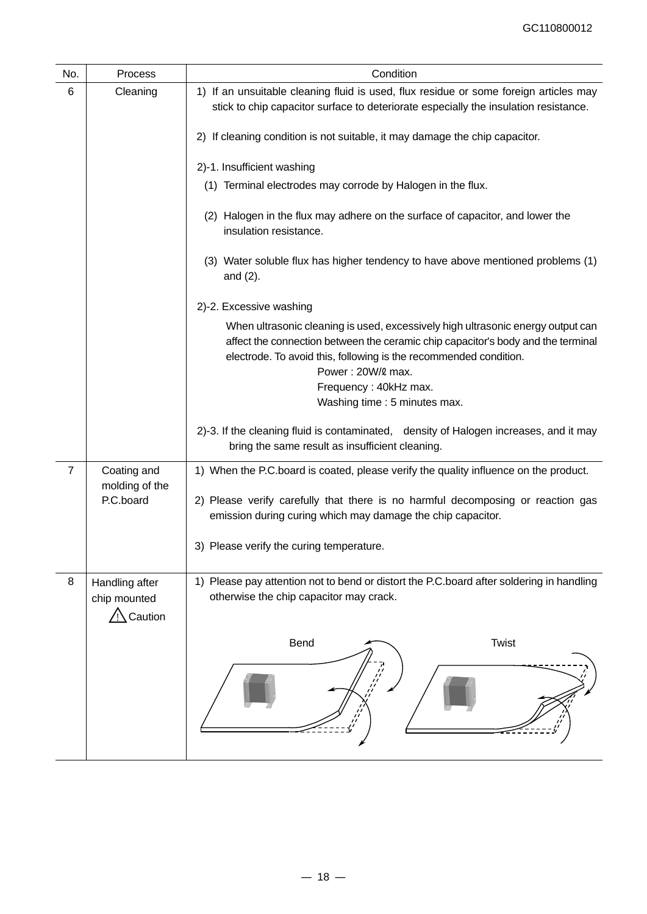| No. | Process | Condition |
|---|---|---|
| 6 | Cleaning | 1) If an unsuitable cleaning fluid is used, flux residue or some foreign articles may stick to chip capacitor surface to deteriorate especially the insulation resistance.<br><br>2) If cleaning condition is not suitable, it may damage the chip capacitor.<br><br>2)-1. Insufficient washing<br>(1) Terminal electrodes may corrode by Halogen in the flux.<br><br>(2) Halogen in the flux may adhere on the surface of capacitor, and lower the insulation resistance.<br><br>(3) Water soluble flux has higher tendency to have above mentioned problems (1) and (2).<br><br>2)-2. Excessive washing<br>When ultrasonic cleaning is used, excessively high ultrasonic energy output can affect the connection between the ceramic chip capacitor's body and the terminal electrode. To avoid this, following is the recommended condition.<br>Power : 20W/ℓ max.<br>Frequency : 40kHz max.<br>Washing time : 5 minutes max.<br><br>2)-3. If the cleaning fluid is contaminated, density of Halogen increases, and it may bring the same result as insufficient cleaning. |
| 7 | Coating and molding of the P.C.board | 1) When the P.C.board is coated, please verify the quality influence on the product.<br><br>2) Please verify carefully that there is no harmful decomposing or reaction gas emission during curing which may damage the chip capacitor.<br><br>3) Please verify the curing temperature. |
| 8 | Handling after chip mounted<br>⚠ Caution | 1) Please pay attention not to bend or distort the P.C.board after soldering in handling otherwise the chip capacitor may crack.<br><br>Bend Twist |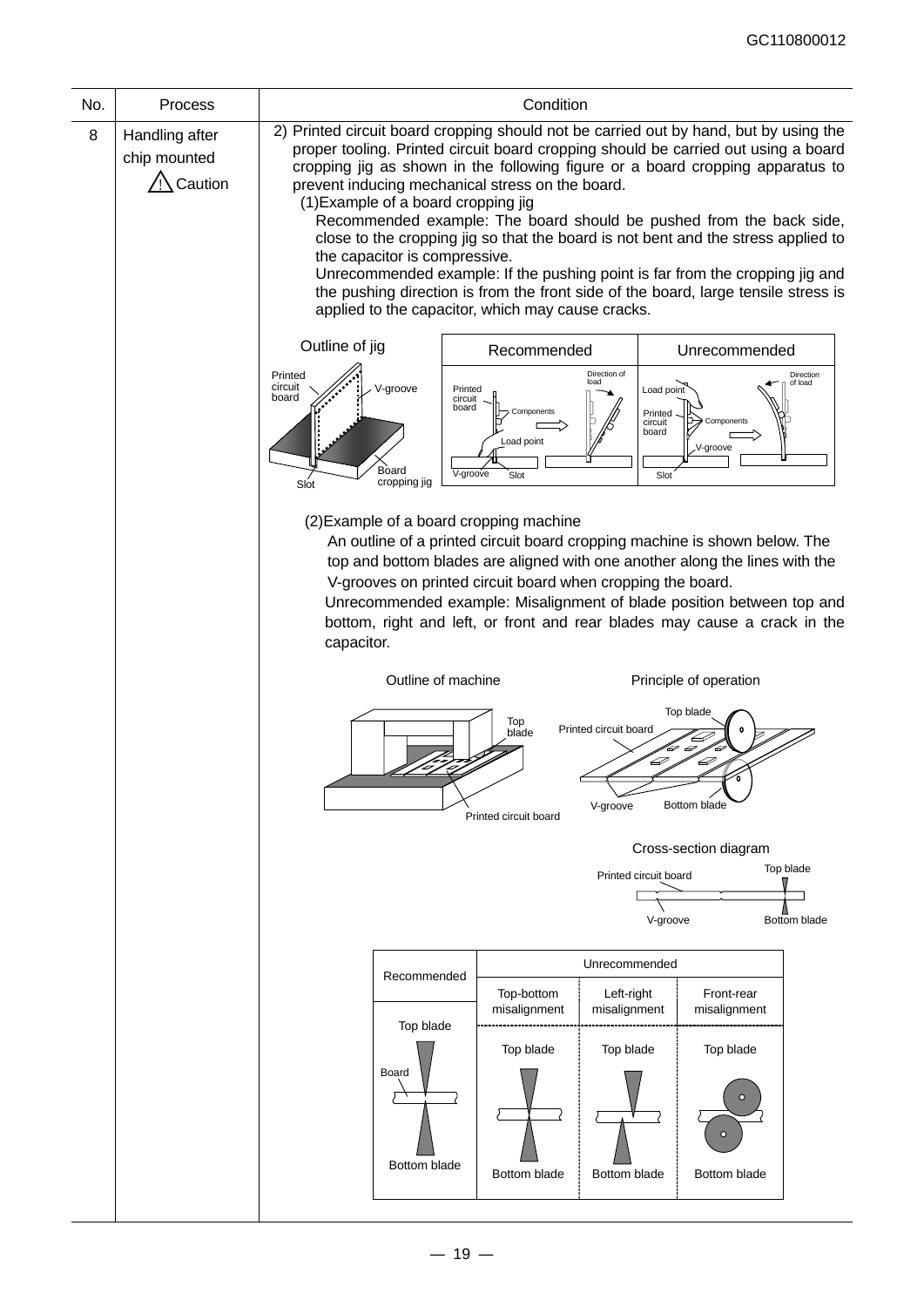| No. | Process | Condition |
|---|---|---|
| 8 | Handling after chip mounted ⚠ Caution | 2) Printed circuit board cropping should not be carried out by hand, but by using the proper tooling. Printed circuit board cropping should be carried out using a board cropping jig as shown in the following figure or a board cropping apparatus to prevent inducing mechanical stress on the board. |

(1)Example of a board cropping jig

Recommended example: The board should be pushed from the back side, close to the cropping jig so that the board is not bent and the stress applied to the capacitor is compressive.

Unrecommended example: If the pushing point is far from the cropping jig and the pushing direction is from the front side of the board, large tensile stress is applied to the capacitor, which may cause cracks.

Outline of jig — Printed circuit board, V-groove, Board cropping jig, Slot

| Recommended | Unrecommended |
|---|---|
| Printed circuit board, Components, Load point, Direction of load, V-groove, Slot | Load point, Printed circuit board, Components, Direction of load, V-groove, Slot |

(2)Example of a board cropping machine

An outline of a printed circuit board cropping machine is shown below. The top and bottom blades are aligned with one another along the lines with the V-grooves on printed circuit board when cropping the board.

Unrecommended example: Misalignment of blade position between top and bottom, right and left, or front and rear blades may cause a crack in the capacitor.

Outline of machine — Top blade, Printed circuit board

Principle of operation — Top blade, Printed circuit board, V-groove, Bottom blade

Cross-section diagram — Printed circuit board, Top blade, V-groove, Bottom blade

| Recommended | Unrecommended | | |
|---|---|---|---|
| | Top-bottom misalignment | Left-right misalignment | Front-rear misalignment |
| Top blade / Board / Bottom blade | Top blade / Bottom blade | Top blade / Bottom blade | Top blade / Bottom blade |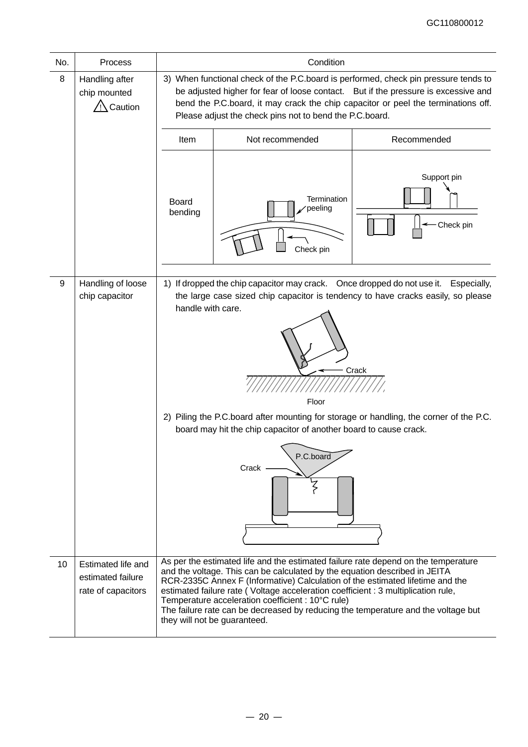| No. | Process | Condition |
|---|---|---|
| 8 | Handling after chip mounted ⚠ Caution | 3) When functional check of the P.C.board is performed, check pin pressure tends to be adjusted higher for fear of loose contact. But if the pressure is excessive and bend the P.C.board, it may crack the chip capacitor or peel the terminations off. Please adjust the check pins not to bend the P.C.board. |
| 9 | Handling of loose chip capacitor | 1) If dropped the chip capacitor may crack. Once dropped do not use it. Especially, the large case sized chip capacitor is tendency to have cracks easily, so please handle with care. <br> 2) Piling the P.C.board after mounting for storage or handling, the corner of the P.C. board may hit the chip capacitor of another board to cause crack. |
| 10 | Estimated life and estimated failure rate of capacitors | As per the estimated life and the estimated failure rate depend on the temperature and the voltage. This can be calculated by the equation described in JEITA RCR-2335C Annex F (Informative) Calculation of the estimated lifetime and the estimated failure rate ( Voltage acceleration coefficient : 3 multiplication rule, Temperature acceleration coefficient : 10°C rule) <br> The failure rate can be decreased by reducing the temperature and the voltage but they will not be guaranteed. |

| Item | Not recommended | Recommended |
|---|---|---|
| Board bending | Termination peeling, Check pin | Support pin, Check pin |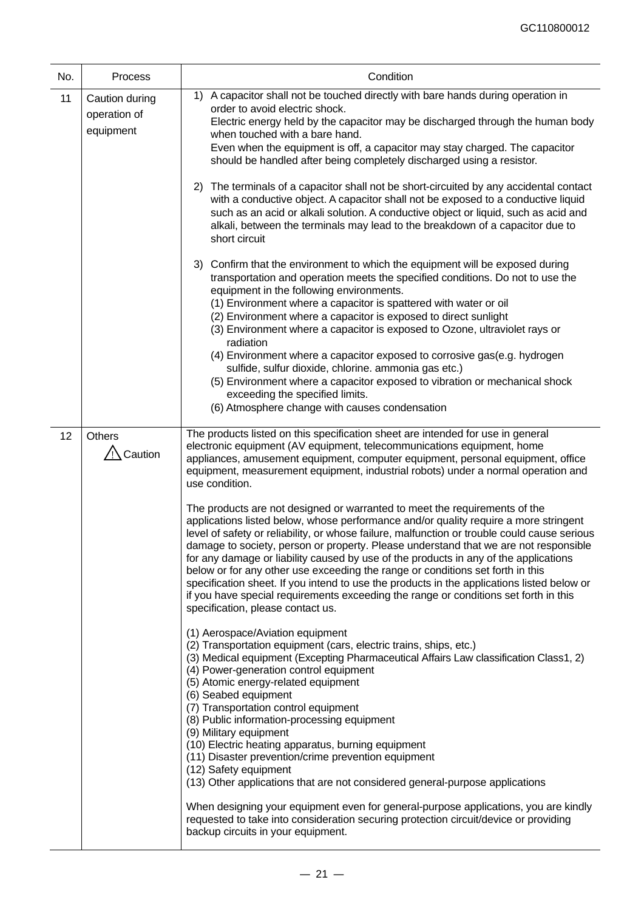| No. | Process | Condition |
|---|---|---|
| 11 | Caution during operation of equipment | 1) A capacitor shall not be touched directly with bare hands during operation in order to avoid electric shock.<br>Electric energy held by the capacitor may be discharged through the human body when touched with a bare hand.<br>Even when the equipment is off, a capacitor may stay charged. The capacitor should be handled after being completely discharged using a resistor.<br><br>2) The terminals of a capacitor shall not be short-circuited by any accidental contact with a conductive object. A capacitor shall not be exposed to a conductive liquid such as an acid or alkali solution. A conductive object or liquid, such as acid and alkali, between the terminals may lead to the breakdown of a capacitor due to short circuit<br><br>3) Confirm that the environment to which the equipment will be exposed during transportation and operation meets the specified conditions. Do not to use the equipment in the following environments.<br>(1) Environment where a capacitor is spattered with water or oil<br>(2) Environment where a capacitor is exposed to direct sunlight<br>(3) Environment where a capacitor is exposed to Ozone, ultraviolet rays or radiation<br>(4) Environment where a capacitor exposed to corrosive gas(e.g. hydrogen sulfide, sulfur dioxide, chlorine. ammonia gas etc.)<br>(5) Environment where a capacitor exposed to vibration or mechanical shock exceeding the specified limits.<br>(6) Atmosphere change with causes condensation |
| 12 | Others<br>⚠ Caution | The products listed on this specification sheet are intended for use in general electronic equipment (AV equipment, telecommunications equipment, home appliances, amusement equipment, computer equipment, personal equipment, office equipment, measurement equipment, industrial robots) under a normal operation and use condition.<br><br>The products are not designed or warranted to meet the requirements of the applications listed below, whose performance and/or quality require a more stringent level of safety or reliability, or whose failure, malfunction or trouble could cause serious damage to society, person or property. Please understand that we are not responsible for any damage or liability caused by use of the products in any of the applications below or for any other use exceeding the range or conditions set forth in this specification sheet. If you intend to use the products in the applications listed below or if you have special requirements exceeding the range or conditions set forth in this specification, please contact us.<br><br>(1) Aerospace/Aviation equipment<br>(2) Transportation equipment (cars, electric trains, ships, etc.)<br>(3) Medical equipment (Excepting Pharmaceutical Affairs Law classification Class1, 2)<br>(4) Power-generation control equipment<br>(5) Atomic energy-related equipment<br>(6) Seabed equipment<br>(7) Transportation control equipment<br>(8) Public information-processing equipment<br>(9) Military equipment<br>(10) Electric heating apparatus, burning equipment<br>(11) Disaster prevention/crime prevention equipment<br>(12) Safety equipment<br>(13) Other applications that are not considered general-purpose applications<br><br>When designing your equipment even for general-purpose applications, you are kindly requested to take into consideration securing protection circuit/device or providing backup circuits in your equipment. |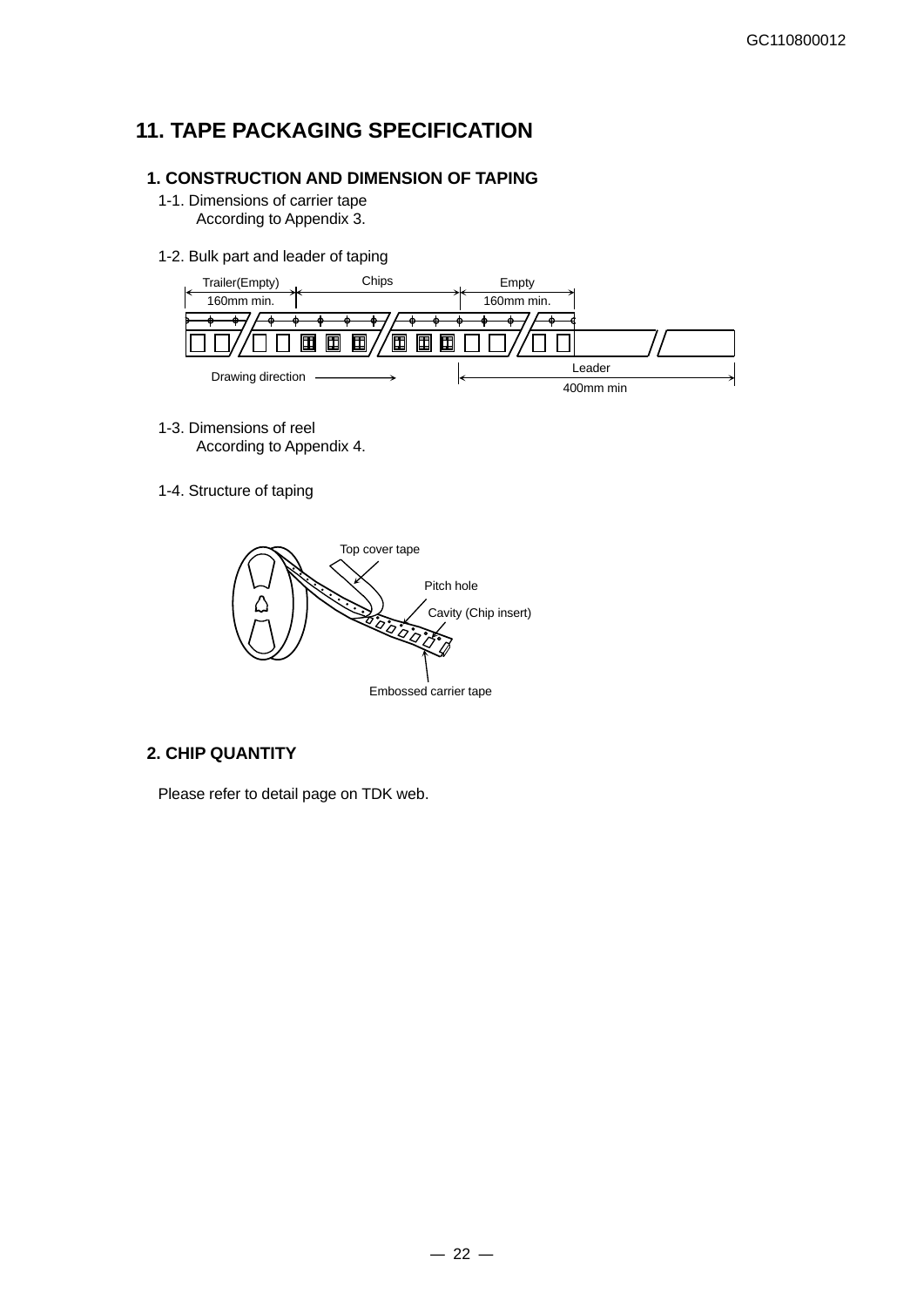# 11. TAPE PACKAGING SPECIFICATION

## 1. CONSTRUCTION AND DIMENSION OF TAPING

1-1. Dimensions of carrier tape
According to Appendix 3.

1-2. Bulk part and leader of taping

Trailer(Empty) 160mm min. | Chips | Empty 160mm min.

Drawing direction →

Leader 400mm min

1-3. Dimensions of reel
According to Appendix 4.

1-4. Structure of taping

Top cover tape

Pitch hole

Cavity (Chip insert)

Embossed carrier tape

## 2. CHIP QUANTITY

Please refer to detail page on TDK web.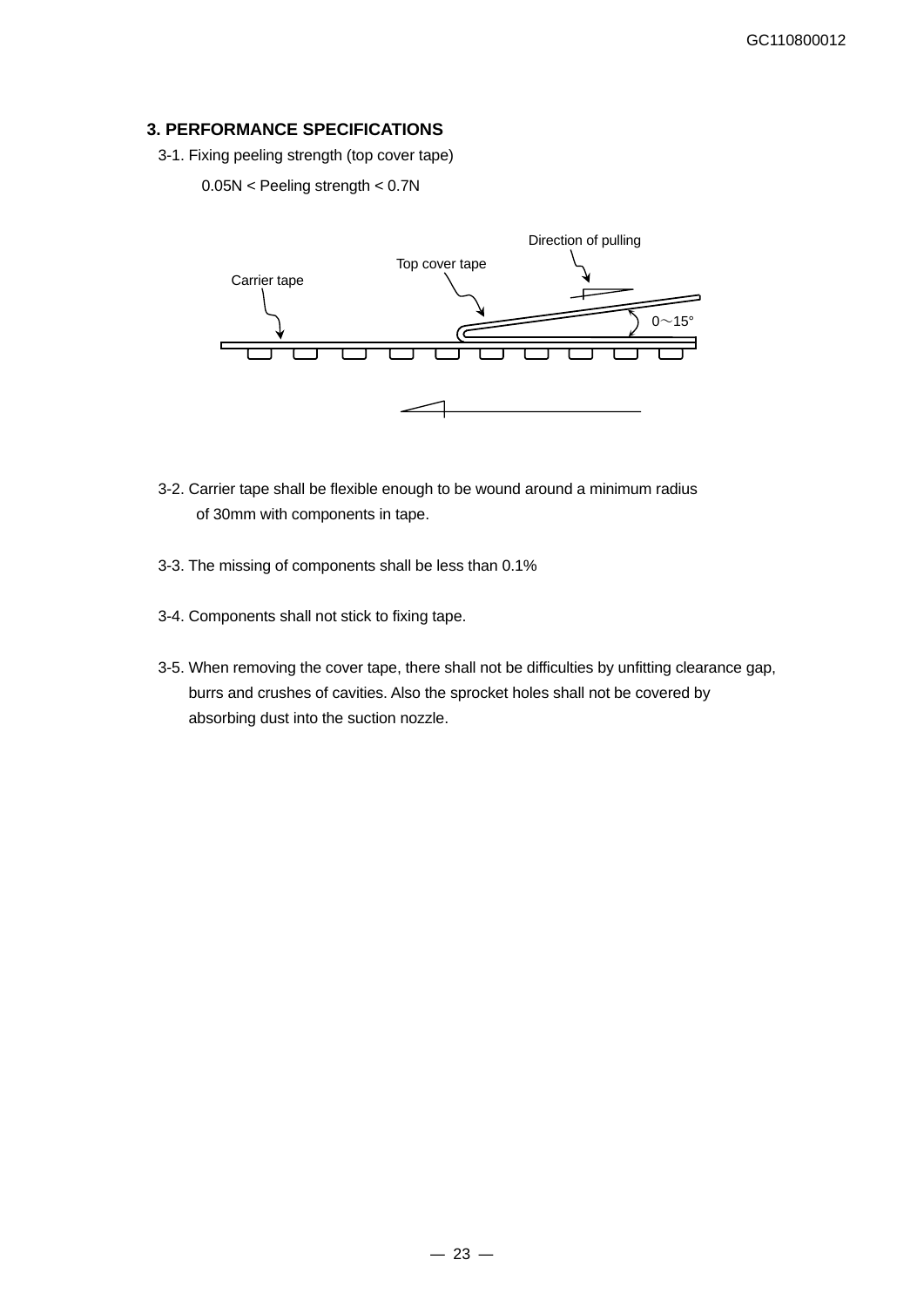## 3. PERFORMANCE SPECIFICATIONS

3-1. Fixing peeling strength (top cover tape)

0.05N < Peeling strength < 0.7N

Direction of pulling

Top cover tape

Carrier tape

0～15°

3-2. Carrier tape shall be flexible enough to be wound around a minimum radius of 30mm with components in tape.

3-3. The missing of components shall be less than 0.1%

3-4. Components shall not stick to fixing tape.

3-5. When removing the cover tape, there shall not be difficulties by unfitting clearance gap, burrs and crushes of cavities. Also the sprocket holes shall not be covered by absorbing dust into the suction nozzle.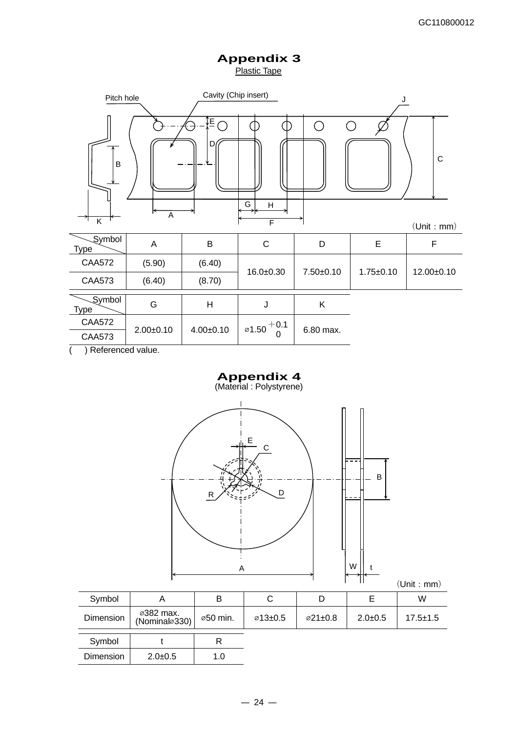# Appendix 3

Plastic Tape

Pitch hole
Cavity (Chip insert)
J
E
D
B
C
G
H
A
K
F

(Unit : mm)

| Symbol / Type | A | B | C | D | E | F |
|---|---|---|---|---|---|---|
| CAA572 | (5.90) | (6.40) | 16.0±0.30 | 7.50±0.10 | 1.75±0.10 | 12.00±0.10 |
| CAA573 | (6.40) | (8.70) | | | | |

| Symbol / Type | G | H | J | K |
|---|---|---|---|---|
| CAA572 | 2.00±0.10 | 4.00±0.10 | ⌀1.50 $^{+0.1}_{0}$ | 6.80 max. |
| CAA573 | | | | |

( ) Referenced value.

# Appendix 4

(Material : Polystyrene)

E
C
B
R
D
W
t
A

(Unit : mm)

| Symbol | A | B | C | D | E | W |
|---|---|---|---|---|---|---|
| Dimension | ⌀382 max. (Nominal⌀330) | ⌀50 min. | ⌀13±0.5 | ⌀21±0.8 | 2.0±0.5 | 17.5±1.5 |

| Symbol | t | R |
|---|---|---|
| Dimension | 2.0±0.5 | 1.0 |